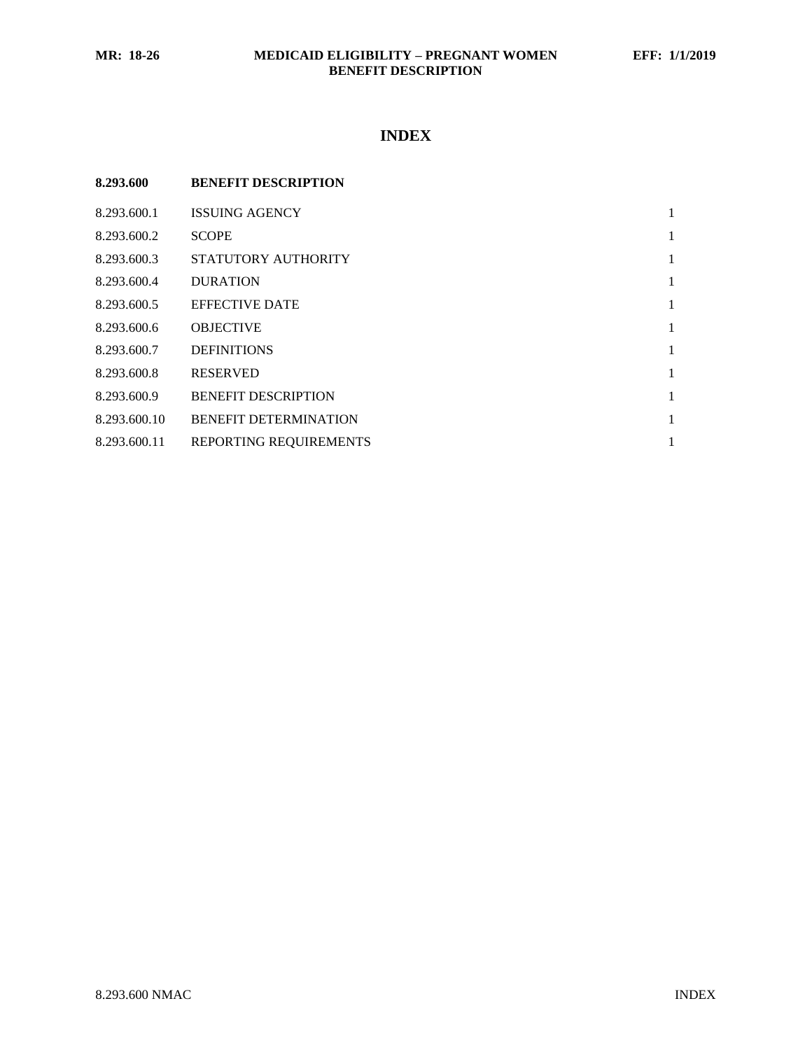# INDEX

| 8.293.600 | BENEFIT DESCRIPTION | |
|---|---|---|
| 8.293.600.1 | ISSUING AGENCY | 1 |
| 8.293.600.2 | SCOPE | 1 |
| 8.293.600.3 | STATUTORY AUTHORITY | 1 |
| 8.293.600.4 | DURATION | 1 |
| 8.293.600.5 | EFFECTIVE DATE | 1 |
| 8.293.600.6 | OBJECTIVE | 1 |
| 8.293.600.7 | DEFINITIONS | 1 |
| 8.293.600.8 | RESERVED | 1 |
| 8.293.600.9 | BENEFIT DESCRIPTION | 1 |
| 8.293.600.10 | BENEFIT DETERMINATION | 1 |
| 8.293.600.11 | REPORTING REQUIREMENTS | 1 |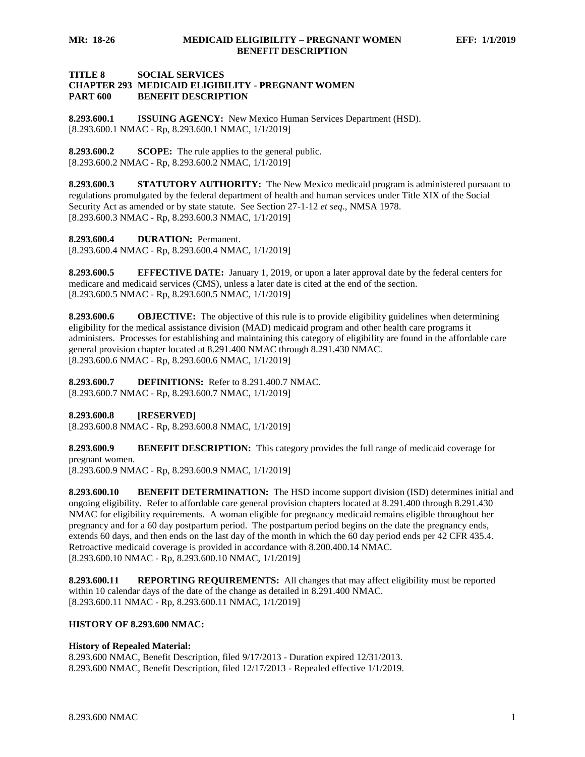# TITLE 8 SOCIAL SERVICES
## CHAPTER 293 MEDICAID ELIGIBILITY - PREGNANT WOMEN
## PART 600 BENEFIT DESCRIPTION

**8.293.600.1 ISSUING AGENCY:** New Mexico Human Services Department (HSD).
[8.293.600.1 NMAC - Rp, 8.293.600.1 NMAC, 1/1/2019]

**8.293.600.2 SCOPE:** The rule applies to the general public.
[8.293.600.2 NMAC - Rp, 8.293.600.2 NMAC, 1/1/2019]

**8.293.600.3 STATUTORY AUTHORITY:** The New Mexico medicaid program is administered pursuant to regulations promulgated by the federal department of health and human services under Title XIX of the Social Security Act as amended or by state statute. See Section 27-1-12 *et seq*., NMSA 1978.
[8.293.600.3 NMAC - Rp, 8.293.600.3 NMAC, 1/1/2019]

**8.293.600.4 DURATION:** Permanent.
[8.293.600.4 NMAC - Rp, 8.293.600.4 NMAC, 1/1/2019]

**8.293.600.5 EFFECTIVE DATE:** January 1, 2019, or upon a later approval date by the federal centers for medicare and medicaid services (CMS), unless a later date is cited at the end of the section.
[8.293.600.5 NMAC - Rp, 8.293.600.5 NMAC, 1/1/2019]

**8.293.600.6 OBJECTIVE:** The objective of this rule is to provide eligibility guidelines when determining eligibility for the medical assistance division (MAD) medicaid program and other health care programs it administers. Processes for establishing and maintaining this category of eligibility are found in the affordable care general provision chapter located at 8.291.400 NMAC through 8.291.430 NMAC.
[8.293.600.6 NMAC - Rp, 8.293.600.6 NMAC, 1/1/2019]

**8.293.600.7 DEFINITIONS:** Refer to 8.291.400.7 NMAC.
[8.293.600.7 NMAC - Rp, 8.293.600.7 NMAC, 1/1/2019]

**8.293.600.8 [RESERVED]**
[8.293.600.8 NMAC - Rp, 8.293.600.8 NMAC, 1/1/2019]

**8.293.600.9 BENEFIT DESCRIPTION:** This category provides the full range of medicaid coverage for pregnant women.
[8.293.600.9 NMAC - Rp, 8.293.600.9 NMAC, 1/1/2019]

**8.293.600.10 BENEFIT DETERMINATION:** The HSD income support division (ISD) determines initial and ongoing eligibility. Refer to affordable care general provision chapters located at 8.291.400 through 8.291.430 NMAC for eligibility requirements. A woman eligible for pregnancy medicaid remains eligible throughout her pregnancy and for a 60 day postpartum period. The postpartum period begins on the date the pregnancy ends, extends 60 days, and then ends on the last day of the month in which the 60 day period ends per 42 CFR 435.4. Retroactive medicaid coverage is provided in accordance with 8.200.400.14 NMAC.
[8.293.600.10 NMAC - Rp, 8.293.600.10 NMAC, 1/1/2019]

**8.293.600.11 REPORTING REQUIREMENTS:** All changes that may affect eligibility must be reported within 10 calendar days of the date of the change as detailed in 8.291.400 NMAC.
[8.293.600.11 NMAC - Rp, 8.293.600.11 NMAC, 1/1/2019]

**HISTORY OF 8.293.600 NMAC:**

**History of Repealed Material:**
8.293.600 NMAC, Benefit Description, filed 9/17/2013 - Duration expired 12/31/2013.
8.293.600 NMAC, Benefit Description, filed 12/17/2013 - Repealed effective 1/1/2019.